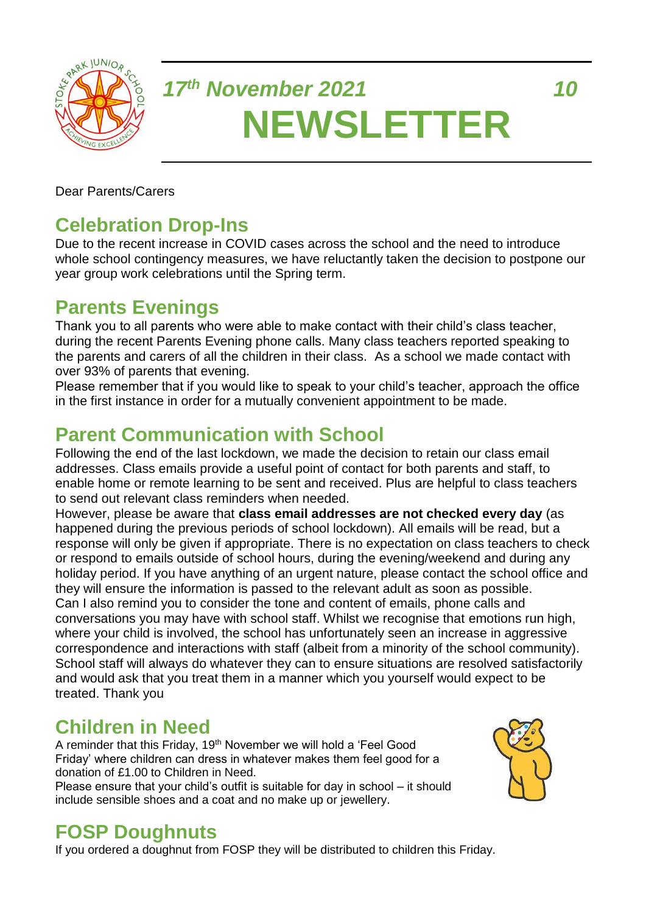*17th November 2021* *10*

# NEWSLETTER

Dear Parents/Carers

## Celebration Drop-Ins

Due to the recent increase in COVID cases across the school and the need to introduce whole school contingency measures, we have reluctantly taken the decision to postpone our year group work celebrations until the Spring term.

## Parents Evenings

Thank you to all parents who were able to make contact with their child's class teacher, during the recent Parents Evening phone calls. Many class teachers reported speaking to the parents and carers of all the children in their class. As a school we made contact with over 93% of parents that evening.

Please remember that if you would like to speak to your child's teacher, approach the office in the first instance in order for a mutually convenient appointment to be made.

## Parent Communication with School

Following the end of the last lockdown, we made the decision to retain our class email addresses. Class emails provide a useful point of contact for both parents and staff, to enable home or remote learning to be sent and received. Plus are helpful to class teachers to send out relevant class reminders when needed.

However, please be aware that **class email addresses are not checked every day** (as happened during the previous periods of school lockdown). All emails will be read, but a response will only be given if appropriate. There is no expectation on class teachers to check or respond to emails outside of school hours, during the evening/weekend and during any holiday period. If you have anything of an urgent nature, please contact the school office and they will ensure the information is passed to the relevant adult as soon as possible.

Can I also remind you to consider the tone and content of emails, phone calls and conversations you may have with school staff. Whilst we recognise that emotions run high, where your child is involved, the school has unfortunately seen an increase in aggressive correspondence and interactions with staff (albeit from a minority of the school community). School staff will always do whatever they can to ensure situations are resolved satisfactorily and would ask that you treat them in a manner which you yourself would expect to be treated. Thank you

## Children in Need

A reminder that this Friday, 19th November we will hold a 'Feel Good Friday' where children can dress in whatever makes them feel good for a donation of £1.00 to Children in Need.

Please ensure that your child's outfit is suitable for day in school – it should include sensible shoes and a coat and no make up or jewellery.

## FOSP Doughnuts

If you ordered a doughnut from FOSP they will be distributed to children this Friday.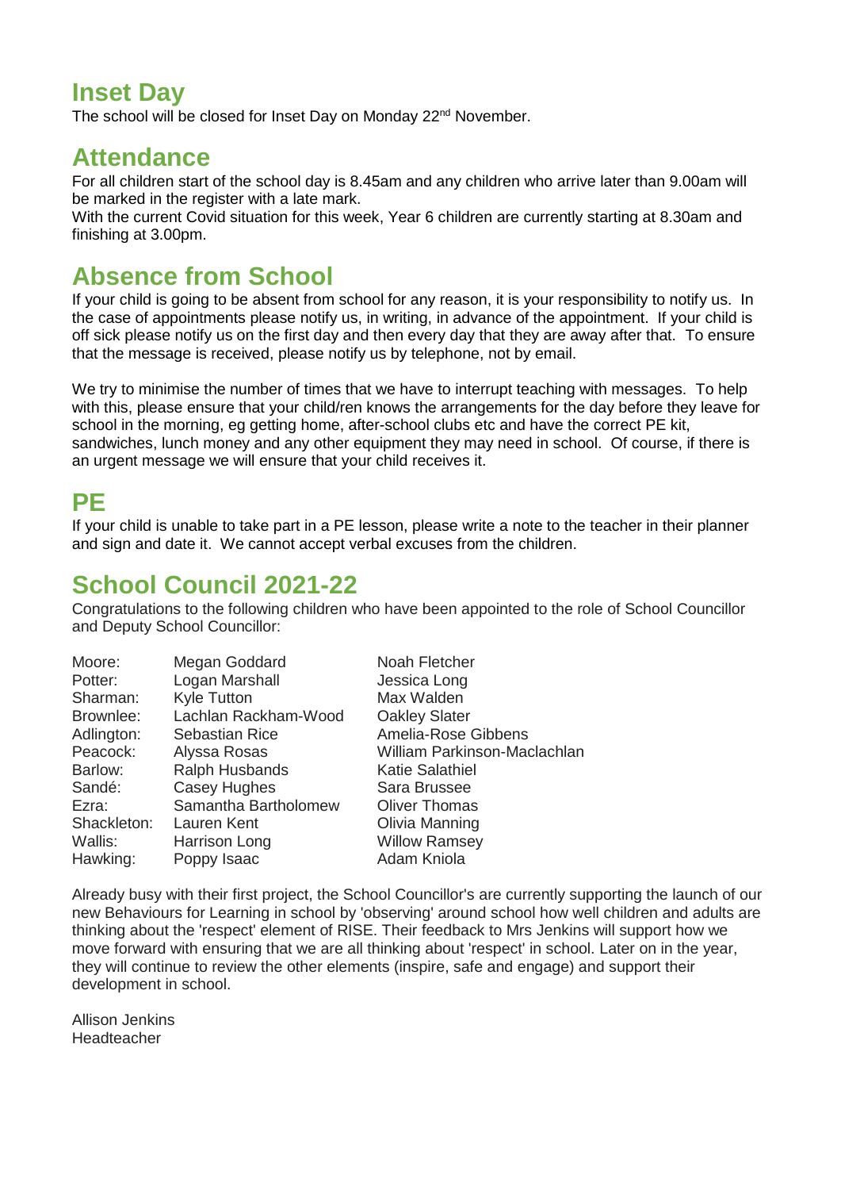## Inset Day

The school will be closed for Inset Day on Monday 22nd November.

## Attendance

For all children start of the school day is 8.45am and any children who arrive later than 9.00am will be marked in the register with a late mark.

With the current Covid situation for this week, Year 6 children are currently starting at 8.30am and finishing at 3.00pm.

## Absence from School

If your child is going to be absent from school for any reason, it is your responsibility to notify us. In the case of appointments please notify us, in writing, in advance of the appointment. If your child is off sick please notify us on the first day and then every day that they are away after that. To ensure that the message is received, please notify us by telephone, not by email.

We try to minimise the number of times that we have to interrupt teaching with messages. To help with this, please ensure that your child/ren knows the arrangements for the day before they leave for school in the morning, eg getting home, after-school clubs etc and have the correct PE kit, sandwiches, lunch money and any other equipment they may need in school. Of course, if there is an urgent message we will ensure that your child receives it.

## PE

If your child is unable to take part in a PE lesson, please write a note to the teacher in their planner and sign and date it. We cannot accept verbal excuses from the children.

## School Council 2021-22

Congratulations to the following children who have been appointed to the role of School Councillor and Deputy School Councillor:

| | | |
|---|---|---|
| Moore: | Megan Goddard | Noah Fletcher |
| Potter: | Logan Marshall | Jessica Long |
| Sharman: | Kyle Tutton | Max Walden |
| Brownlee: | Lachlan Rackham-Wood | Oakley Slater |
| Adlington: | Sebastian Rice | Amelia-Rose Gibbens |
| Peacock: | Alyssa Rosas | William Parkinson-Maclachlan |
| Barlow: | Ralph Husbands | Katie Salathiel |
| Sandé: | Casey Hughes | Sara Brussee |
| Ezra: | Samantha Bartholomew | Oliver Thomas |
| Shackleton: | Lauren Kent | Olivia Manning |
| Wallis: | Harrison Long | Willow Ramsey |
| Hawking: | Poppy Isaac | Adam Kniola |

Already busy with their first project, the School Councillor's are currently supporting the launch of our new Behaviours for Learning in school by 'observing' around school how well children and adults are thinking about the 'respect' element of RISE. Their feedback to Mrs Jenkins will support how we move forward with ensuring that we are all thinking about 'respect' in school. Later on in the year, they will continue to review the other elements (inspire, safe and engage) and support their development in school.

Allison Jenkins
Headteacher